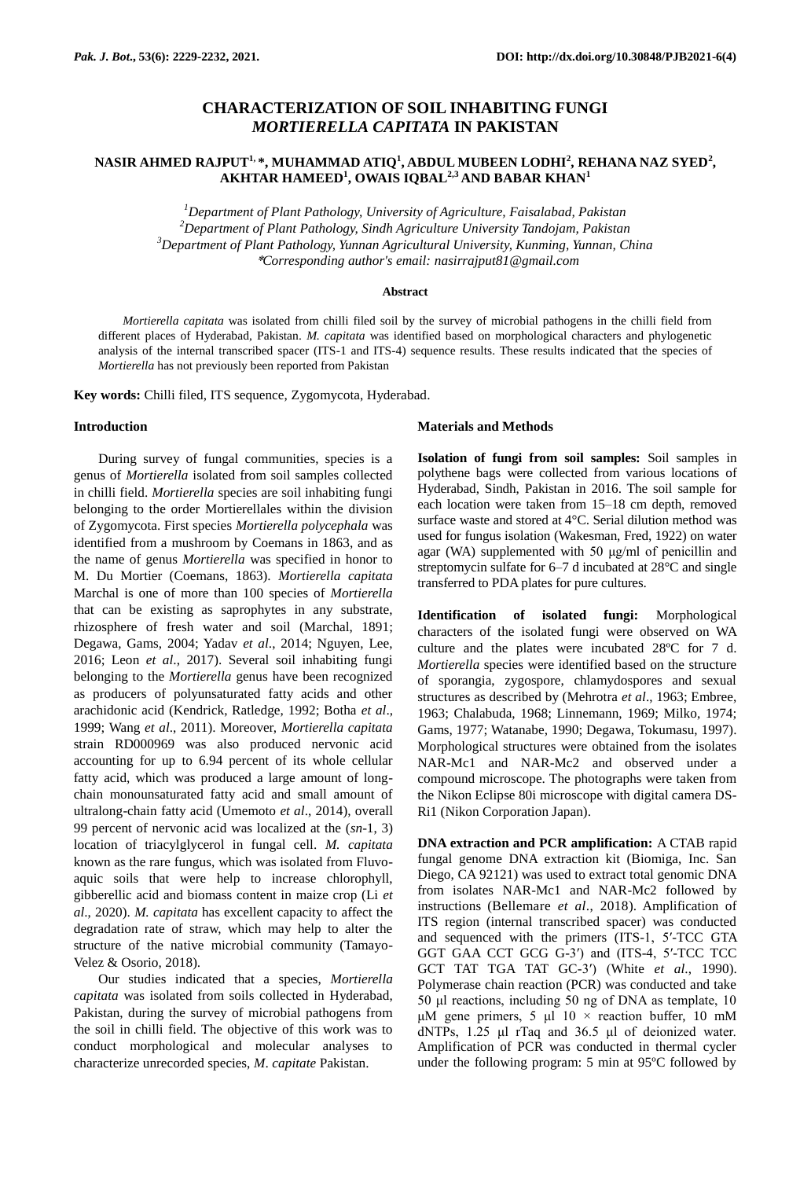# CHARACTERIZATION OF SOIL INHABITING FUNGI *MORTIERELLA CAPITATA* IN PAKISTAN

**NASIR AHMED RAJPUT[1,*], MUHAMMAD ATIQ[1], ABDUL MUBEEN LODHI[2], REHANA NAZ SYED[2], AKHTAR HAMEED[1], OWAIS IQBAL[2,3] AND BABAR KHAN[1]**

*[1]Department of Plant Pathology, University of Agriculture, Faisalabad, Pakistan*
*[2]Department of Plant Pathology, Sindh Agriculture University Tandojam, Pakistan*
*[3]Department of Plant Pathology, Yunnan Agricultural University, Kunming, Yunnan, China*
*\*Corresponding author's email: nasirrajput81@gmail.com*

#### Abstract

*Mortierella capitata* was isolated from chilli filed soil by the survey of microbial pathogens in the chilli field from different places of Hyderabad, Pakistan. *M. capitata* was identified based on morphological characters and phylogenetic analysis of the internal transcribed spacer (ITS-1 and ITS-4) sequence results. These results indicated that the species of *Mortierella* has not previously been reported from Pakistan

**Key words:** Chilli filed, ITS sequence, Zygomycota, Hyderabad.

## Introduction

During survey of fungal communities, species is a genus of *Mortierella* isolated from soil samples collected in chilli field. *Mortierella* species are soil inhabiting fungi belonging to the order Mortierellales within the division of Zygomycota. First species *Mortierella polycephala* was identified from a mushroom by Coemans in 1863, and as the name of genus *Mortierella* was specified in honor to M. Du Mortier (Coemans, 1863). *Mortierella capitata* Marchal is one of more than 100 species of *Mortierella* that can be existing as saprophytes in any substrate, rhizosphere of fresh water and soil (Marchal, 1891; Degawa, Gams, 2004; Yadav *et al*., 2014; Nguyen, Lee, 2016; Leon *et al*., 2017). Several soil inhabiting fungi belonging to the *Mortierella* genus have been recognized as producers of polyunsaturated fatty acids and other arachidonic acid (Kendrick, Ratledge, 1992; Botha *et al*., 1999; Wang *et al*., 2011). Moreover, *Mortierella capitata* strain RD000969 was also produced nervonic acid accounting for up to 6.94 percent of its whole cellular fatty acid, which was produced a large amount of long-chain monounsaturated fatty acid and small amount of ultralong-chain fatty acid (Umemoto *et al*., 2014), overall 99 percent of nervonic acid was localized at the (*sn*-1, 3) location of triacylglycerol in fungal cell. *M. capitata* known as the rare fungus, which was isolated from Fluvo-aquic soils that were help to increase chlorophyll, gibberellic acid and biomass content in maize crop (Li *et al*., 2020). *M. capitata* has excellent capacity to affect the degradation rate of straw, which may help to alter the structure of the native microbial community (Tamayo-Velez & Osorio, 2018).

Our studies indicated that a species, *Mortierella capitata* was isolated from soils collected in Hyderabad, Pakistan, during the survey of microbial pathogens from the soil in chilli field. The objective of this work was to conduct morphological and molecular analyses to characterize unrecorded species, *M. capitate* Pakistan.

## Materials and Methods

**Isolation of fungi from soil samples:** Soil samples in polythene bags were collected from various locations of Hyderabad, Sindh, Pakistan in 2016. The soil sample for each location were taken from 15–18 cm depth, removed surface waste and stored at 4°C. Serial dilution method was used for fungus isolation (Wakesman, Fred, 1922) on water agar (WA) supplemented with 50 μg/ml of penicillin and streptomycin sulfate for 6–7 d incubated at 28°C and single transferred to PDA plates for pure cultures.

**Identification of isolated fungi:** Morphological characters of the isolated fungi were observed on WA culture and the plates were incubated 28ºC for 7 d. *Mortierella* species were identified based on the structure of sporangia, zygospore, chlamydospores and sexual structures as described by (Mehrotra *et al*., 1963; Embree, 1963; Chalabuda, 1968; Linnemann, 1969; Milko, 1974; Gams, 1977; Watanabe, 1990; Degawa, Tokumasu, 1997). Morphological structures were obtained from the isolates NAR-Mc1 and NAR-Mc2 and observed under a compound microscope. The photographs were taken from the Nikon Eclipse 80i microscope with digital camera DS-Ri1 (Nikon Corporation Japan).

**DNA extraction and PCR amplification:** A CTAB rapid fungal genome DNA extraction kit (Biomiga, Inc. San Diego, CA 92121) was used to extract total genomic DNA from isolates NAR-Mc1 and NAR-Mc2 followed by instructions (Bellemare *et al*., 2018). Amplification of ITS region (internal transcribed spacer) was conducted and sequenced with the primers (ITS-1, 5′-TCC GTA GGT GAA CCT GCG G-3′) and (ITS-4, 5′-TCC TCC GCT TAT TGA TAT GC-3′) (White *et al*., 1990). Polymerase chain reaction (PCR) was conducted and take 50 μl reactions, including 50 ng of DNA as template, 10 μM gene primers, 5 μl 10 × reaction buffer, 10 mM dNTPs, 1.25 μl rTaq and 36.5 μl of deionized water. Amplification of PCR was conducted in thermal cycler under the following program: 5 min at 95ºC followed by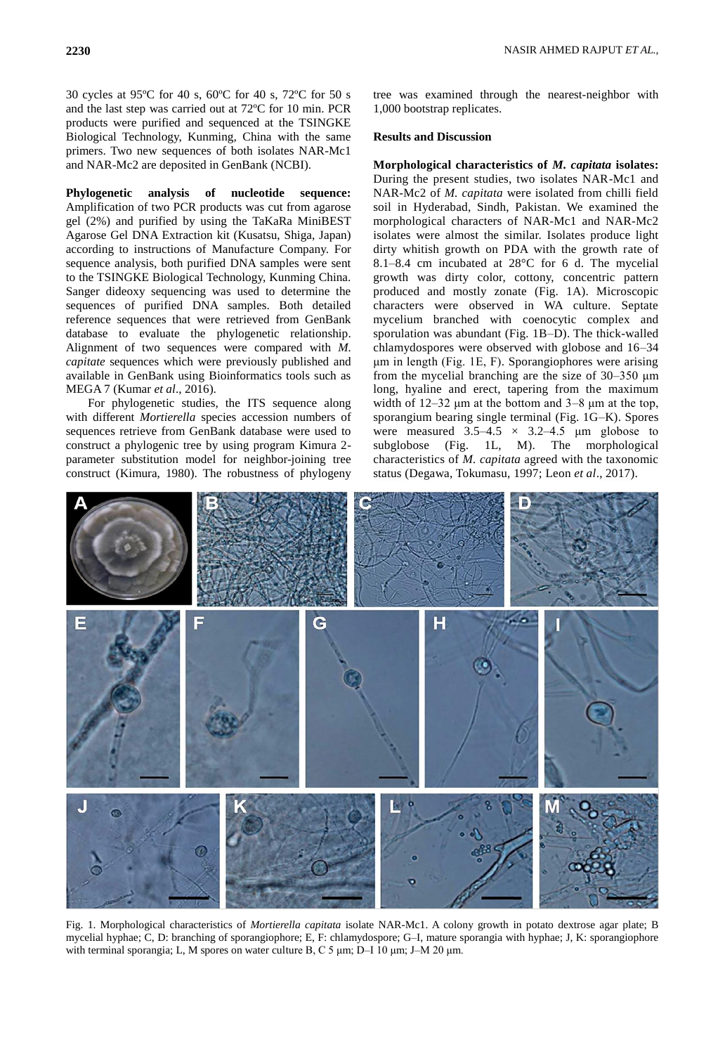30 cycles at 95ºC for 40 s, 60ºC for 40 s, 72ºC for 50 s and the last step was carried out at 72ºC for 10 min. PCR products were purified and sequenced at the TSINGKE Biological Technology, Kunming, China with the same primers. Two new sequences of both isolates NAR-Mc1 and NAR-Mc2 are deposited in GenBank (NCBI).

**Phylogenetic analysis of nucleotide sequence:** Amplification of two PCR products was cut from agarose gel (2%) and purified by using the TaKaRa MiniBEST Agarose Gel DNA Extraction kit (Kusatsu, Shiga, Japan) according to instructions of Manufacture Company. For sequence analysis, both purified DNA samples were sent to the TSINGKE Biological Technology, Kunming China. Sanger dideoxy sequencing was used to determine the sequences of purified DNA samples. Both detailed reference sequences that were retrieved from GenBank database to evaluate the phylogenetic relationship. Alignment of two sequences were compared with *M. capitate* sequences which were previously published and available in GenBank using Bioinformatics tools such as MEGA 7 (Kumar *et al*., 2016).

For phylogenetic studies, the ITS sequence along with different *Mortierella* species accession numbers of sequences retrieve from GenBank database were used to construct a phylogenic tree by using program Kimura 2-parameter substitution model for neighbor-joining tree construct (Kimura, 1980). The robustness of phylogeny tree was examined through the nearest-neighbor with 1,000 bootstrap replicates.

## Results and Discussion

**Morphological characteristics of *M. capitata* isolates:** During the present studies, two isolates NAR-Mc1 and NAR-Mc2 of *M. capitata* were isolated from chilli field soil in Hyderabad, Sindh, Pakistan. We examined the morphological characters of NAR-Mc1 and NAR-Mc2 isolates were almost the similar. Isolates produce light dirty whitish growth on PDA with the growth rate of 8.1–8.4 cm incubated at 28°C for 6 d. The mycelial growth was dirty color, cottony, concentric pattern produced and mostly zonate (Fig. 1A). Microscopic characters were observed in WA culture. Septate mycelium branched with coenocytic complex and sporulation was abundant (Fig. 1B–D). The thick-walled chlamydospores were observed with globose and 16–34 μm in length (Fig. 1E, F). Sporangiophores were arising from the mycelial branching are the size of 30–350 μm long, hyaline and erect, tapering from the maximum width of 12–32 μm at the bottom and 3–8 μm at the top, sporangium bearing single terminal (Fig. 1G–K). Spores were measured 3.5–4.5 × 3.2–4.5 μm globose to subglobose (Fig. 1L, M). The morphological characteristics of *M. capitata* agreed with the taxonomic status (Degawa, Tokumasu, 1997; Leon *et al*., 2017).

Fig. 1. Morphological characteristics of *Mortierella capitata* isolate NAR-Mc1. A colony growth in potato dextrose agar plate; B mycelial hyphae; C, D: branching of sporangiophore; E, F: chlamydospore; G–I, mature sporangia with hyphae; J, K: sporangiophore with terminal sporangia; L, M spores on water culture B, C 5 μm; D–I 10 μm; J–M 20 μm.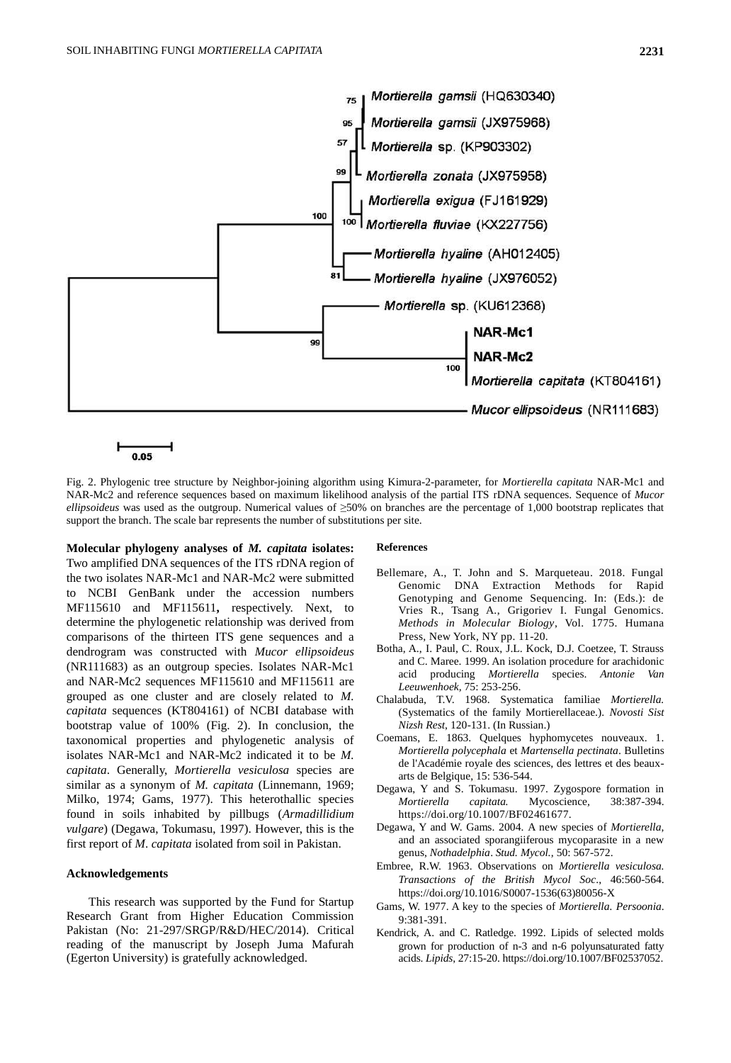Fig. 2. Phylogenic tree structure by Neighbor-joining algorithm using Kimura-2-parameter, for *Mortierella capitata* NAR-Mc1 and NAR-Mc2 and reference sequences based on maximum likelihood analysis of the partial ITS rDNA sequences. Sequence of *Mucor ellipsoideus* was used as the outgroup. Numerical values of ≥50% on branches are the percentage of 1,000 bootstrap replicates that support the branch. The scale bar represents the number of substitutions per site.

**Molecular phylogeny analyses of *M. capitata* isolates:** Two amplified DNA sequences of the ITS rDNA region of the two isolates NAR-Mc1 and NAR-Mc2 were submitted to NCBI GenBank under the accession numbers MF115610 and MF115611**,** respectively. Next, to determine the phylogenetic relationship was derived from comparisons of the thirteen ITS gene sequences and a dendrogram was constructed with *Mucor ellipsoideus* (NR111683) as an outgroup species. Isolates NAR-Mc1 and NAR-Mc2 sequences MF115610 and MF115611 are grouped as one cluster and are closely related to *M. capitata* sequences (KT804161) of NCBI database with bootstrap value of 100% (Fig. 2). In conclusion, the taxonomical properties and phylogenetic analysis of isolates NAR-Mc1 and NAR-Mc2 indicated it to be *M. capitata*. Generally, *Mortierella vesiculosa* species are similar as a synonym of *M. capitata* (Linnemann, 1969; Milko, 1974; Gams, 1977). This heterothallic species found in soils inhabited by pillbugs (*Armadillidium vulgare*) (Degawa, Tokumasu, 1997). However, this is the first report of *M. capitata* isolated from soil in Pakistan.

## Acknowledgements

This research was supported by the Fund for Startup Research Grant from Higher Education Commission Pakistan (No: 21-297/SRGP/R&D/HEC/2014). Critical reading of the manuscript by Joseph Juma Mafurah (Egerton University) is gratefully acknowledged.

## References

Bellemare, A., T. John and S. Marqueteau. 2018. Fungal Genomic DNA Extraction Methods for Rapid Genotyping and Genome Sequencing. In: (Eds.): de Vries R., Tsang A., Grigoriev I. Fungal Genomics. *Methods in Molecular Biology*, Vol. 1775. Humana Press, New York, NY pp. 11-20.

Botha, A., I. Paul, C. Roux, J.L. Kock, D.J. Coetzee, T. Strauss and C. Maree. 1999. An isolation procedure for arachidonic acid producing *Mortierella* species. *Antonie Van Leeuwenhoek*, 75: 253-256.

Chalabuda, T.V. 1968. Systematica familiae *Mortierella.* (Systematics of the family Mortierellaceae.). *Novosti Sist Nizsh Rest*, 120-131. (In Russian.)

Coemans, E. 1863. Quelques hyphomycetes nouveaux. 1. *Mortierella polycephala* et *Martensella pectinata*. Bulletins de l'Académie royale des sciences, des lettres et des beaux-arts de Belgique, 15: 536-544.

Degawa, Y and S. Tokumasu. 1997. Zygospore formation in *Mortierella capitata.* Mycoscience, 38:387-394. https://doi.org/10.1007/BF02461677.

Degawa, Y and W. Gams. 2004. A new species of *Mortierella,* and an associated sporangiiferous mycoparasite in a new genus, *Nothadelphia*. *Stud. Mycol.,* 50: 567-572.

Embree, R.W. 1963. Observations on *Mortierella vesiculosa. Transactions of the British Mycol Soc*., 46:560-564. https://doi.org/10.1016/S0007-1536(63)80056-X

Gams, W. 1977. A key to the species of *Mortierella. Persoonia*. 9:381-391.

Kendrick, A. and C. Ratledge. 1992. Lipids of selected molds grown for production of n-3 and n-6 polyunsaturated fatty acids. *Lipids*, 27:15-20. https://doi.org/10.1007/BF02537052.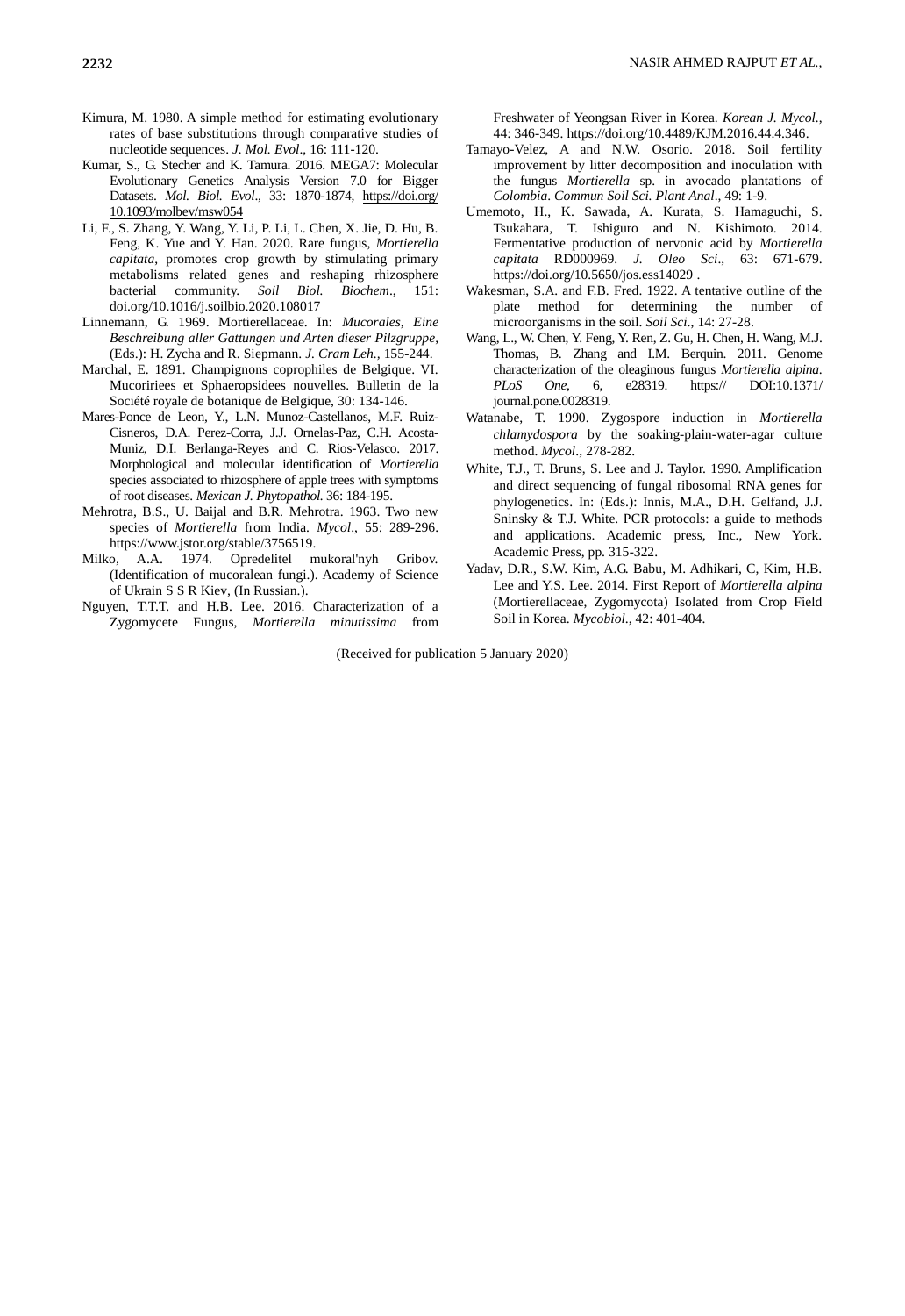Kimura, M. 1980. A simple method for estimating evolutionary rates of base substitutions through comparative studies of nucleotide sequences. *J. Mol. Evol*., 16: 111-120.

Kumar, S., G. Stecher and K. Tamura. 2016. MEGA7: Molecular Evolutionary Genetics Analysis Version 7.0 for Bigger Datasets. *Mol. Biol. Evol*., 33: 1870-1874, https://doi.org/10.1093/molbev/msw054

Li, F., S. Zhang, Y. Wang, Y. Li, P. Li, L. Chen, X. Jie, D. Hu, B. Feng, K. Yue and Y. Han. 2020. Rare fungus, *Mortierella capitata*, promotes crop growth by stimulating primary metabolisms related genes and reshaping rhizosphere bacterial community. *Soil Biol. Biochem*., 151: doi.org/10.1016/j.soilbio.2020.108017

Linnemann, G. 1969. Mortierellaceae. In: *Mucorales, Eine Beschreibung aller Gattungen und Arten dieser Pilzgruppe*, (Eds.): H. Zycha and R. Siepmann. *J. Cram Leh.*, 155-244.

Marchal, E. 1891. Champignons coprophiles de Belgique. VI. Mucoririees et Sphaeropsidees nouvelles. Bulletin de la Société royale de botanique de Belgique, 30: 134-146.

Mares-Ponce de Leon, Y., L.N. Munoz-Castellanos, M.F. Ruiz-Cisneros, D.A. Perez-Corra, J.J. Ornelas-Paz, C.H. Acosta-Muniz, D.I. Berlanga-Reyes and C. Rios-Velasco. 2017. Morphological and molecular identification of *Mortierella* species associated to rhizosphere of apple trees with symptoms of root diseases. *Mexican J. Phytopathol.* 36: 184-195.

Mehrotra, B.S., U. Baijal and B.R. Mehrotra. 1963. Two new species of *Mortierella* from India. *Mycol*., 55: 289-296. https://www.jstor.org/stable/3756519.

Milko, A.A. 1974. Opredelitel mukoral'nyh Gribov. (Identification of mucoralean fungi.). Academy of Science of Ukrain S S R Kiev, (In Russian.).

Nguyen, T.T.T. and H.B. Lee. 2016. Characterization of a Zygomycete Fungus, *Mortierella minutissima* from Freshwater of Yeongsan River in Korea. *Korean J. Mycol.*, 44: 346-349. https://doi.org/10.4489/KJM.2016.44.4.346.

Tamayo-Velez, A and N.W. Osorio. 2018. Soil fertility improvement by litter decomposition and inoculation with the fungus *Mortierella* sp. in avocado plantations of *Colombia*. *Commun Soil Sci. Plant Anal*., 49: 1-9.

Umemoto, H., K. Sawada, A. Kurata, S. Hamaguchi, S. Tsukahara, T. Ishiguro and N. Kishimoto. 2014. Fermentative production of nervonic acid by *Mortierella capitata* RD000969. *J. Oleo Sci*., 63: 671-679. https://doi.org/10.5650/jos.ess14029 .

Wakesman, S.A. and F.B. Fred. 1922. A tentative outline of the plate method for determining the number of microorganisms in the soil. *Soil Sci*., 14: 27-28.

Wang, L., W. Chen, Y. Feng, Y. Ren, Z. Gu, H. Chen, H. Wang, M.J. Thomas, B. Zhang and I.M. Berquin. 2011. Genome characterization of the oleaginous fungus *Mortierella alpina*. *PLoS One*, 6, e28319. https:// DOI:10.1371/ journal.pone.0028319.

Watanabe, T. 1990. Zygospore induction in *Mortierella chlamydospora* by the soaking-plain-water-agar culture method. *Mycol*., 278-282.

White, T.J., T. Bruns, S. Lee and J. Taylor. 1990. Amplification and direct sequencing of fungal ribosomal RNA genes for phylogenetics. In: (Eds.): Innis, M.A., D.H. Gelfand, J.J. Sninsky & T.J. White. PCR protocols: a guide to methods and applications. Academic press, Inc., New York. Academic Press, pp. 315-322.

Yadav, D.R., S.W. Kim, A.G. Babu, M. Adhikari, C, Kim, H.B. Lee and Y.S. Lee. 2014. First Report of *Mortierella alpina* (Mortierellaceae, Zygomycota) Isolated from Crop Field Soil in Korea. *Mycobiol*., 42: 401-404.

(Received for publication 5 January 2020)